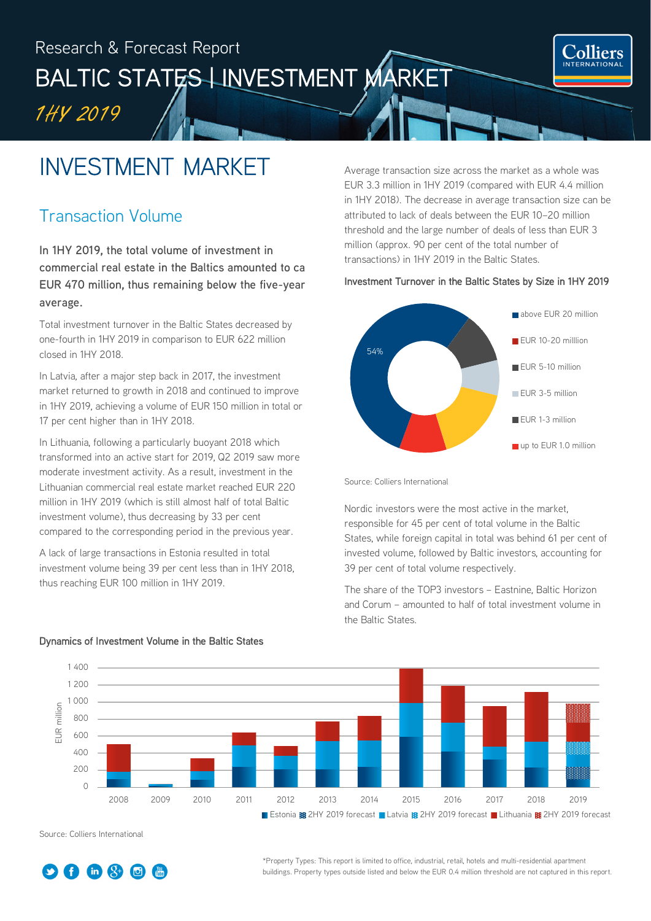Research & Forecast Report

# BALTIC STATES | INVESTMENT MARKET

*1HY 2019*

# INVESTMENT MARKET

## Transaction Volume

**In 1HY 2019, the total volume of investment in commercial real estate in the Baltics amounted to ca EUR 470 million, thus remaining below the five-year average.**

Total investment turnover in the Baltic States decreased by one-fourth in 1HY 2019 in comparison to EUR 622 million closed in 1HY 2018.

In Latvia, after a major step back in 2017, the investment market returned to growth in 2018 and continued to improve in 1HY 2019, achieving a volume of EUR 150 million in total or 17 per cent higher than in 1HY 2018.

In Lithuania, following a particularly buoyant 2018 which transformed into an active start for 2019, Q2 2019 saw more moderate investment activity. As a result, investment in the Lithuanian commercial real estate market reached EUR 220 million in 1HY 2019 (which is still almost half of total Baltic investment volume), thus decreasing by 33 per cent compared to the corresponding period in the previous year.

A lack of large transactions in Estonia resulted in total investment volume being 39 per cent less than in 1HY 2018, thus reaching EUR 100 million in 1HY 2019.

Average transaction size across the market as a whole was EUR 3.3 million in 1HY 2019 (compared with EUR 4.4 million in 1HY 2018). The decrease in average transaction size can be attributed to lack of deals between the EUR 10–20 million threshold and the large number of deals of less than EUR 3 million (approx. 90 per cent of the total number of transactions) in 1HY 2019 in the Baltic States.

**Investment Turnover in the Baltic States by Size in 1HY 2019**

- above EUR 20 million: 54%
- EUR 10-20 milllion
- EUR 5-10 million
- EUR 3-5 million
- EUR 1-3 million
- up to EUR 1.0 million

Source: Colliers International

Nordic investors were the most active in the market, responsible for 45 per cent of total volume in the Baltic States, while foreign capital in total was behind 61 per cent of invested volume, followed by Baltic investors, accounting for 39 per cent of total volume respectively.

The share of the TOP3 investors – Eastnine, Baltic Horizon and Corum – amounted to half of total investment volume in the Baltic States.

**Dynamics of Investment Volume in the Baltic States**

(EUR million; 2008–2019; Estonia, 2HY 2019 forecast, Latvia, 2HY 2019 forecast, Lithuania, 2HY 2019 forecast)

Source: Colliers International

*Property Types: This report is limited to office, industrial, retail, hotels and multi-residential apartment buildings. Property types outside listed and below the EUR 0.4 million threshold are not captured in this report.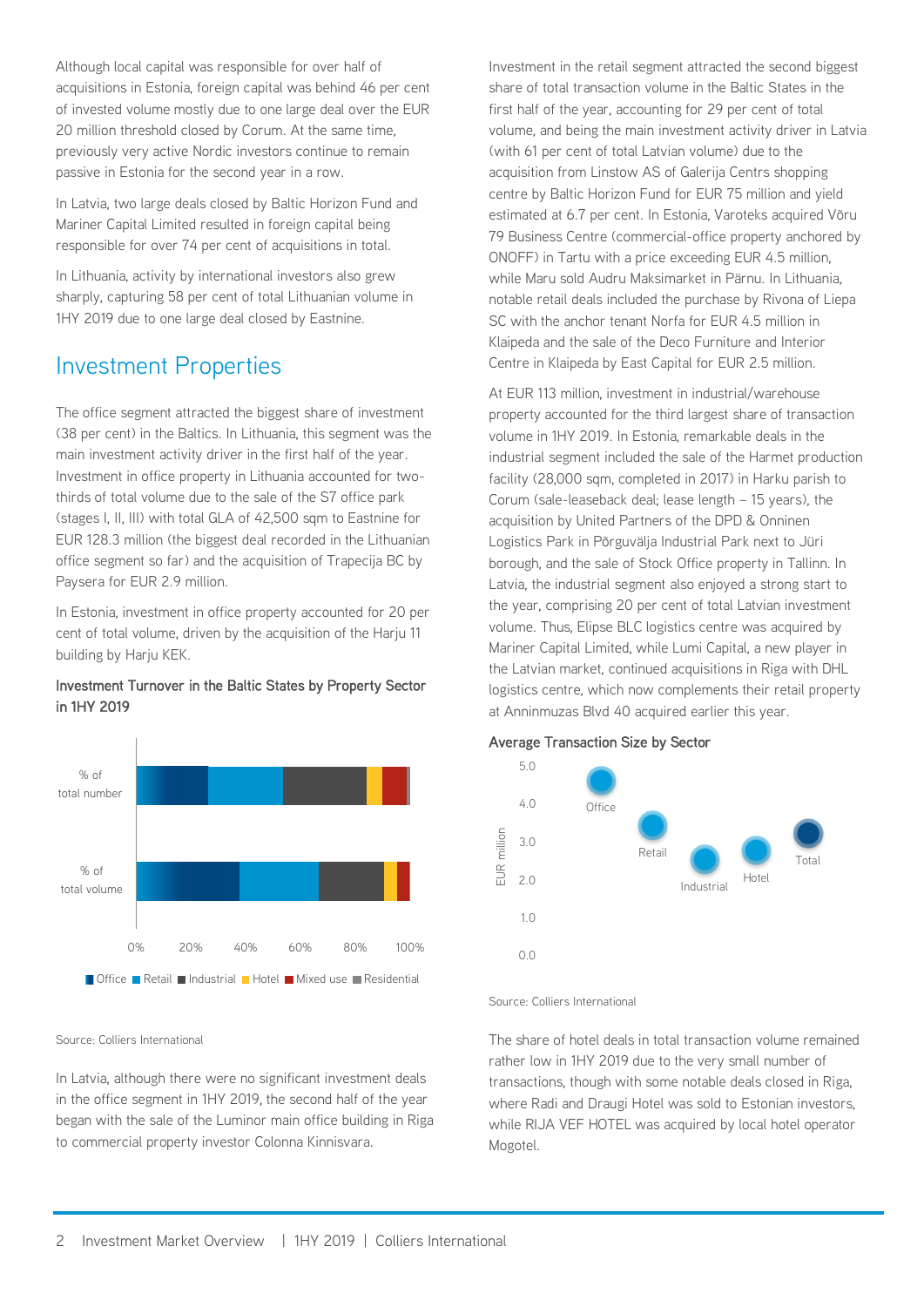Although local capital was responsible for over half of acquisitions in Estonia, foreign capital was behind 46 per cent of invested volume mostly due to one large deal over the EUR 20 million threshold closed by Corum. At the same time, previously very active Nordic investors continue to remain passive in Estonia for the second year in a row.

In Latvia, two large deals closed by Baltic Horizon Fund and Mariner Capital Limited resulted in foreign capital being responsible for over 74 per cent of acquisitions in total.

In Lithuania, activity by international investors also grew sharply, capturing 58 per cent of total Lithuanian volume in 1HY 2019 due to one large deal closed by Eastnine.

## Investment Properties

The office segment attracted the biggest share of investment (38 per cent) in the Baltics. In Lithuania, this segment was the main investment activity driver in the first half of the year. Investment in office property in Lithuania accounted for two-thirds of total volume due to the sale of the S7 office park (stages I, II, III) with total GLA of 42,500 sqm to Eastnine for EUR 128.3 million (the biggest deal recorded in the Lithuanian office segment so far) and the acquisition of Trapecija BC by Paysera for EUR 2.9 million.

In Estonia, investment in office property accounted for 20 per cent of total volume, driven by the acquisition of the Harju 11 building by Harju KEK.

**Investment Turnover in the Baltic States by Property Sector in 1HY 2019**

Source: Colliers International

In Latvia, although there were no significant investment deals in the office segment in 1HY 2019, the second half of the year began with the sale of the Luminor main office building in Riga to commercial property investor Colonna Kinnisvara.

Investment in the retail segment attracted the second biggest share of total transaction volume in the Baltic States in the first half of the year, accounting for 29 per cent of total volume, and being the main investment activity driver in Latvia (with 61 per cent of total Latvian volume) due to the acquisition from Linstow AS of Galerija Centrs shopping centre by Baltic Horizon Fund for EUR 75 million and yield estimated at 6.7 per cent. In Estonia, Varoteks acquired Võru 79 Business Centre (commercial-office property anchored by ONOFF) in Tartu with a price exceeding EUR 4.5 million, while Maru sold Audru Maksimarket in Pärnu. In Lithuania, notable retail deals included the purchase by Rivona of Liepa SC with the anchor tenant Norfa for EUR 4.5 million in Klaipeda and the sale of the Deco Furniture and Interior Centre in Klaipeda by East Capital for EUR 2.5 million.

At EUR 113 million, investment in industrial/warehouse property accounted for the third largest share of transaction volume in 1HY 2019. In Estonia, remarkable deals in the industrial segment included the sale of the Harmet production facility (28,000 sqm, completed in 2017) in Harku parish to Corum (sale-leaseback deal; lease length – 15 years), the acquisition by United Partners of the DPD & Onninen Logistics Park in Põrguvälja Industrial Park next to Jüri borough, and the sale of Stock Office property in Tallinn. In Latvia, the industrial segment also enjoyed a strong start to the year, comprising 20 per cent of total Latvian investment volume. Thus, Elipse BLC logistics centre was acquired by Mariner Capital Limited, while Lumi Capital, a new player in the Latvian market, continued acquisitions in Riga with DHL logistics centre, which now complements their retail property at Anninmuzas Blvd 40 acquired earlier this year.

**Average Transaction Size by Sector**

Source: Colliers International

The share of hotel deals in total transaction volume remained rather low in 1HY 2019 due to the very small number of transactions, though with some notable deals closed in Riga, where Radi and Draugi Hotel was sold to Estonian investors, while RIJA VEF HOTEL was acquired by local hotel operator Mogotel.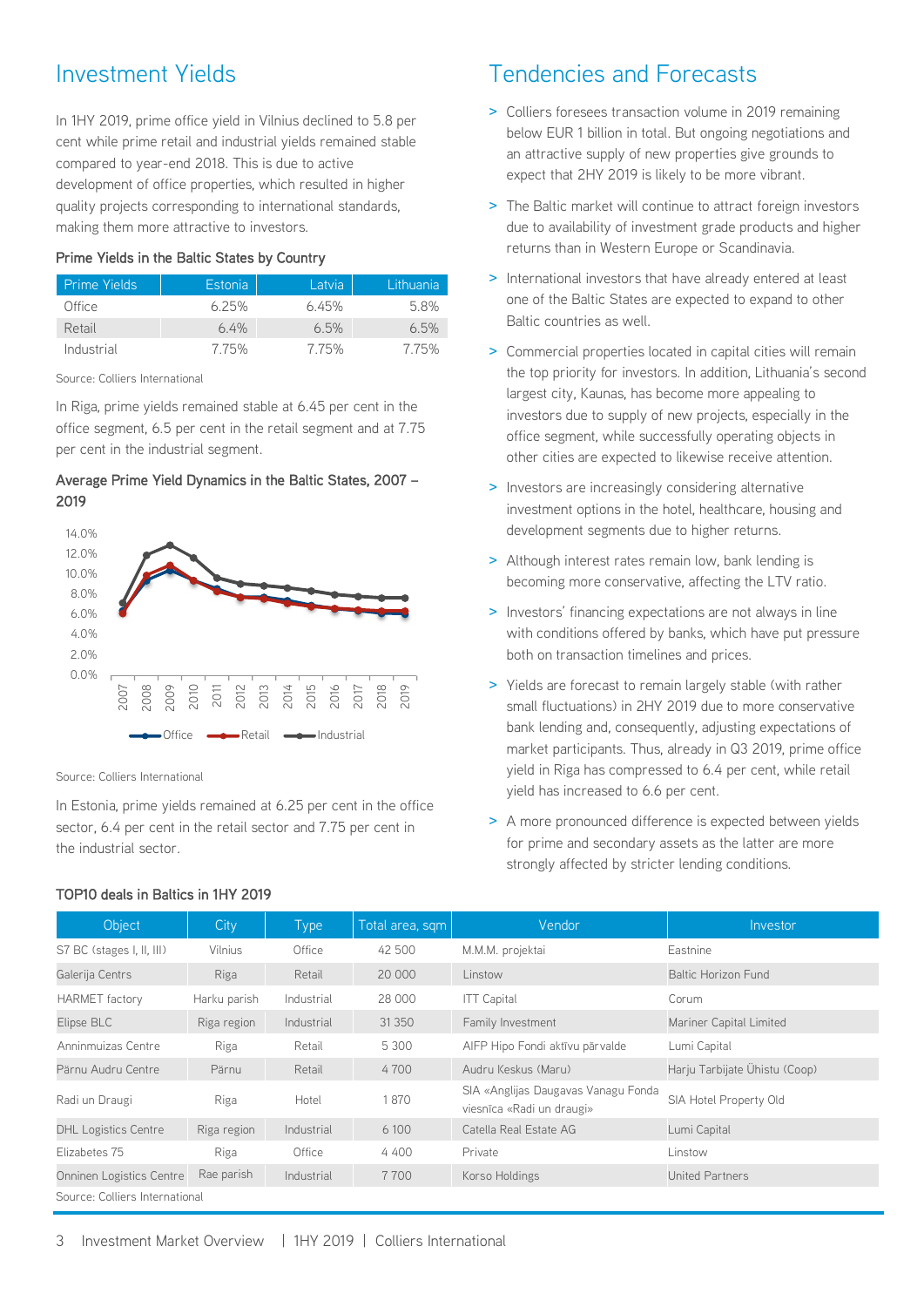## Investment Yields

In 1HY 2019, prime office yield in Vilnius declined to 5.8 per cent while prime retail and industrial yields remained stable compared to year-end 2018. This is due to active development of office properties, which resulted in higher quality projects corresponding to international standards, making them more attractive to investors.

**Prime Yields in the Baltic States by Country**

| Prime Yields | Estonia | Latvia | Lithuania |
|---|---|---|---|
| Office | 6.25% | 6.45% | 5.8% |
| Retail | 6.4% | 6.5% | 6.5% |
| Industrial | 7.75% | 7.75% | 7.75% |

Source: Colliers International

In Riga, prime yields remained stable at 6.45 per cent in the office segment, 6.5 per cent in the retail segment and at 7.75 per cent in the industrial segment.

**Average Prime Yield Dynamics in the Baltic States, 2007 – 2019**

Source: Colliers International

In Estonia, prime yields remained at 6.25 per cent in the office sector, 6.4 per cent in the retail sector and 7.75 per cent in the industrial sector.

## Tendencies and Forecasts

- Colliers foresees transaction volume in 2019 remaining below EUR 1 billion in total. But ongoing negotiations and an attractive supply of new properties give grounds to expect that 2HY 2019 is likely to be more vibrant.
- The Baltic market will continue to attract foreign investors due to availability of investment grade products and higher returns than in Western Europe or Scandinavia.
- International investors that have already entered at least one of the Baltic States are expected to expand to other Baltic countries as well.
- Commercial properties located in capital cities will remain the top priority for investors. In addition, Lithuania's second largest city, Kaunas, has become more appealing to investors due to supply of new projects, especially in the office segment, while successfully operating objects in other cities are expected to likewise receive attention.
- Investors are increasingly considering alternative investment options in the hotel, healthcare, housing and development segments due to higher returns.
- Although interest rates remain low, bank lending is becoming more conservative, affecting the LTV ratio.
- Investors' financing expectations are not always in line with conditions offered by banks, which have put pressure both on transaction timelines and prices.
- Yields are forecast to remain largely stable (with rather small fluctuations) in 2HY 2019 due to more conservative bank lending and, consequently, adjusting expectations of market participants. Thus, already in Q3 2019, prime office yield in Riga has compressed to 6.4 per cent, while retail yield has increased to 6.6 per cent.
- A more pronounced difference is expected between yields for prime and secondary assets as the latter are more strongly affected by stricter lending conditions.

**TOP10 deals in Baltics in 1HY 2019**

| Object | City | Type | Total area, sqm | Vendor | Investor |
|---|---|---|---|---|---|
| S7 BC (stages I, II, III) | Vilnius | Office | 42 500 | M.M.M. projektai | Eastnine |
| Galerija Centrs | Riga | Retail | 20 000 | Linstow | Baltic Horizon Fund |
| HARMET factory | Harku parish | Industrial | 28 000 | ITT Capital | Corum |
| Elipse BLC | Riga region | Industrial | 31 350 | Family Investment | Mariner Capital Limited |
| Anninmuizas Centre | Riga | Retail | 5 300 | AIFP Hipo Fondi aktīvu pārvalde | Lumi Capital |
| Pärnu Audru Centre | Pärnu | Retail | 4 700 | Audru Keskus (Maru) | Harju Tarbijate Ühistu (Coop) |
| Radi un Draugi | Riga | Hotel | 1 870 | SIA «Anglijas Daugavas Vanagu Fonda viesnīca «Radi un draugi» | SIA Hotel Property Old |
| DHL Logistics Centre | Riga region | Industrial | 6 100 | Catella Real Estate AG | Lumi Capital |
| Elizabetes 75 | Riga | Office | 4 400 | Private | Linstow |
| Onninen Logistics Centre | Rae parish | Industrial | 7 700 | Korso Holdings | United Partners |

Source: Colliers International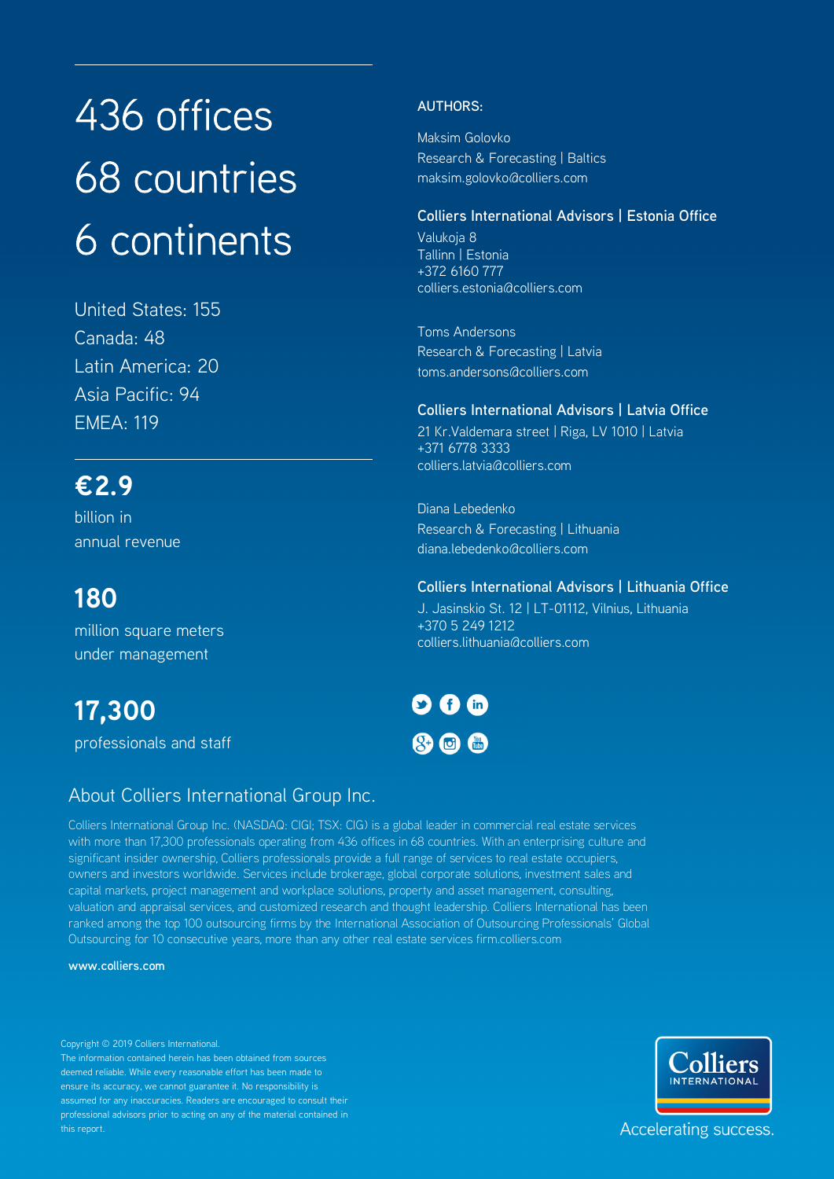# 436 offices
# 68 countries
# 6 continents

United States: 155
Canada: 48
Latin America: 20
Asia Pacific: 94
EMEA: 119

**€2.9**
billion in annual revenue

**180**
million square meters under management

**17,300**
professionals and staff

**AUTHORS:**

Maksim Golovko
Research & Forecasting | Baltics
maksim.golovko@colliers.com

**Colliers International Advisors | Estonia Office**
Valukoja 8
Tallinn | Estonia
+372 6160 777
colliers.estonia@colliers.com

Toms Andersons
Research & Forecasting | Latvia
toms.andersons@colliers.com

**Colliers International Advisors | Latvia Office**
21 Kr.Valdemara street | Riga, LV 1010 | Latvia
+371 6778 3333
colliers.latvia@colliers.com

Diana Lebedenko
Research & Forecasting | Lithuania
diana.lebedenko@colliers.com

**Colliers International Advisors | Lithuania Office**
J. Jasinskio St. 12 | LT-01112, Vilnius, Lithuania
+370 5 249 1212
colliers.lithuania@colliers.com

## About Colliers International Group Inc.

Colliers International Group Inc. (NASDAQ: CIGI; TSX: CIG) is a global leader in commercial real estate services with more than 17,300 professionals operating from 436 offices in 68 countries. With an enterprising culture and significant insider ownership, Colliers professionals provide a full range of services to real estate occupiers, owners and investors worldwide. Services include brokerage, global corporate solutions, investment sales and capital markets, project management and workplace solutions, property and asset management, consulting, valuation and appraisal services, and customized research and thought leadership. Colliers International has been ranked among the top 100 outsourcing firms by the International Association of Outsourcing Professionals' Global Outsourcing for 10 consecutive years, more than any other real estate services firm.colliers.com

**www.colliers.com**

Copyright © 2019 Colliers International.
The information contained herein has been obtained from sources deemed reliable. While every reasonable effort has been made to ensure its accuracy, we cannot guarantee it. No responsibility is assumed for any inaccuracies. Readers are encouraged to consult their professional advisors prior to acting on any of the material contained in this report.

Colliers INTERNATIONAL
Accelerating success.